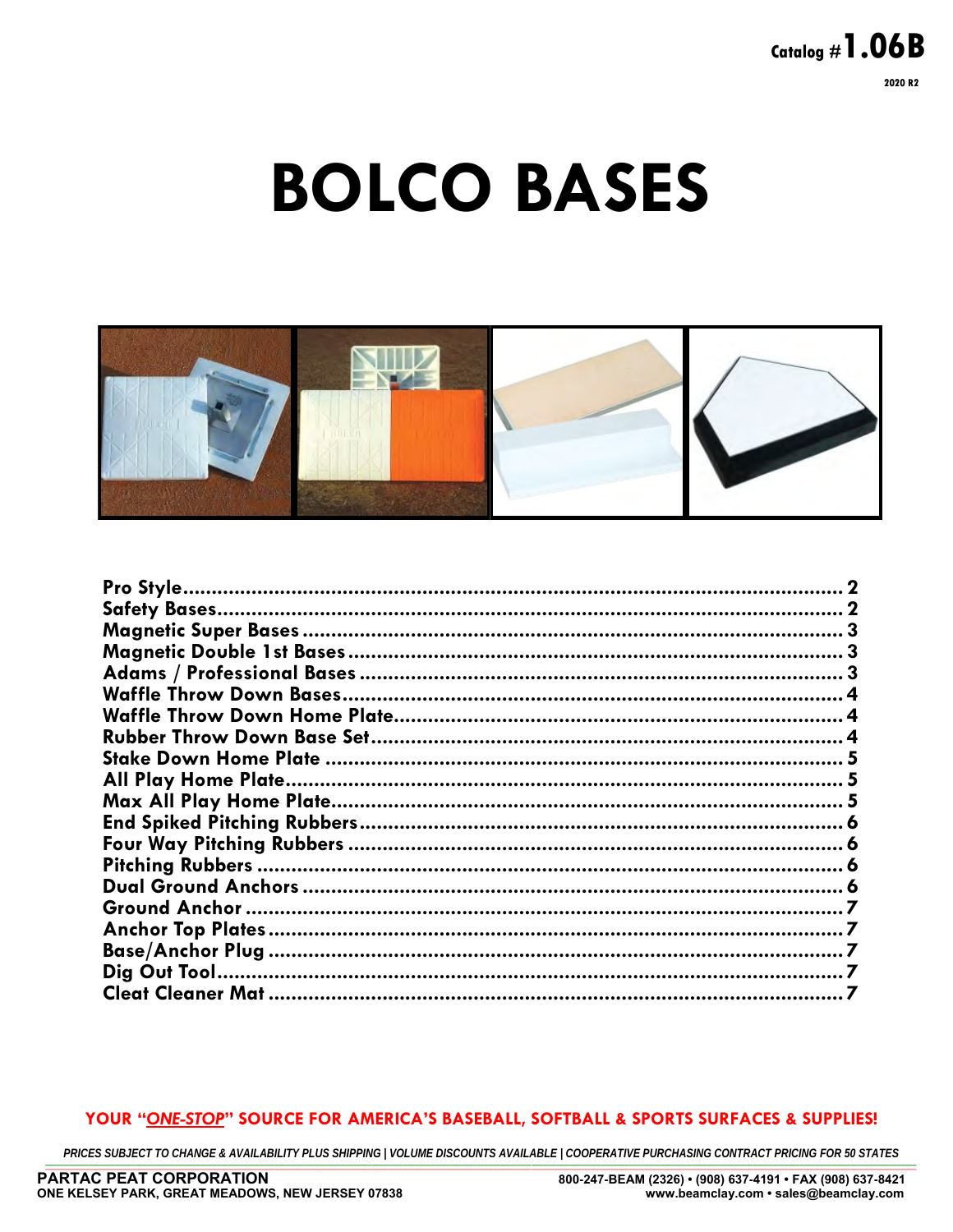Catalog # **1.06B**

2020 R2

# BOLCO BASES

| | |
|---|---|
| Pro Style | 2 |
| Safety Bases | 2 |
| Magnetic Super Bases | 3 |
| Magnetic Double 1st Bases | 3 |
| Adams / Professional Bases | 3 |
| Waffle Throw Down Bases | 4 |
| Waffle Throw Down Home Plate | 4 |
| Rubber Throw Down Base Set | 4 |
| Stake Down Home Plate | 5 |
| All Play Home Plate | 5 |
| Max All Play Home Plate | 5 |
| End Spiked Pitching Rubbers | 6 |
| Four Way Pitching Rubbers | 6 |
| Pitching Rubbers | 6 |
| Dual Ground Anchors | 6 |
| Ground Anchor | 7 |
| Anchor Top Plates | 7 |
| Base/Anchor Plug | 7 |
| Dig Out Tool | 7 |
| Cleat Cleaner Mat | 7 |

**YOUR "*ONE-STOP*" SOURCE FOR AMERICA'S BASEBALL, SOFTBALL & SPORTS SURFACES & SUPPLIES!**

*PRICES SUBJECT TO CHANGE & AVAILABILITY PLUS SHIPPING | VOLUME DISCOUNTS AVAILABLE | COOPERATIVE PURCHASING CONTRACT PRICING FOR 50 STATES*

**PARTAC PEAT CORPORATION**
**ONE KELSEY PARK, GREAT MEADOWS, NEW JERSEY 07838**

**800-247-BEAM (2326) • (908) 637-4191 • FAX (908) 637-8421**
**www.beamclay.com • sales@beamclay.com**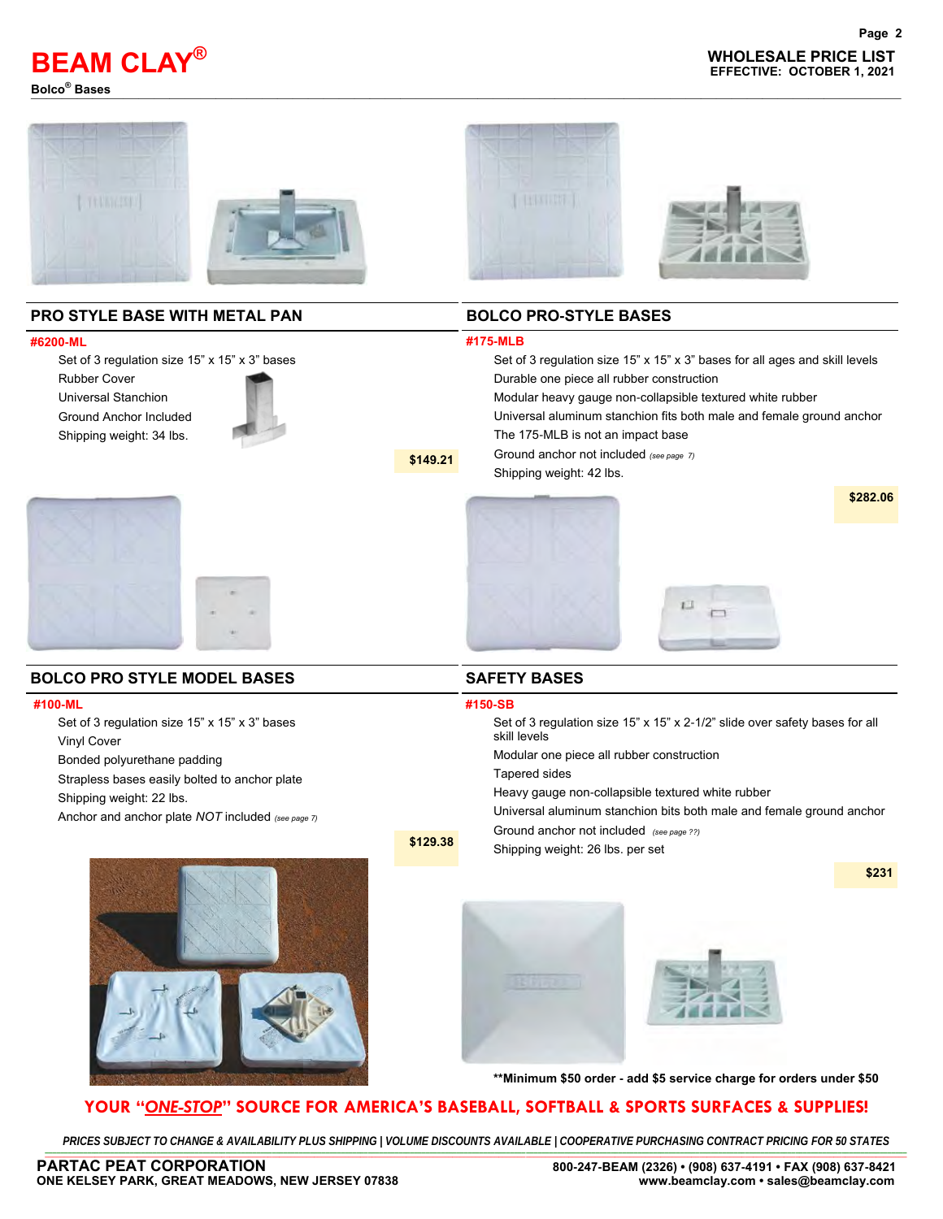# BEAM CLAY®

**Bolco® Bases**

**WHOLESALE PRICE LIST**
**EFFECTIVE: OCTOBER 1, 2021**

## PRO STYLE BASE WITH METAL PAN

**#6200-ML**

- Set of 3 regulation size 15" x 15" x 3" bases
- Rubber Cover
- Universal Stanchion
- Ground Anchor Included
- Shipping weight: 34 lbs.

**$149.21**

## BOLCO PRO-STYLE BASES

**#175-MLB**

- Set of 3 regulation size 15" x 15" x 3" bases for all ages and skill levels
- Durable one piece all rubber construction
- Modular heavy gauge non-collapsible textured white rubber
- Universal aluminum stanchion fits both male and female ground anchor
- The 175-MLB is not an impact base
- Ground anchor not included *(see page 7)*
- Shipping weight: 42 lbs.

**$282.06**

## BOLCO PRO STYLE MODEL BASES

**#100-ML**

- Set of 3 regulation size 15" x 15" x 3" bases
- Vinyl Cover
- Bonded polyurethane padding
- Strapless bases easily bolted to anchor plate
- Shipping weight: 22 lbs.
- Anchor and anchor plate *NOT* included *(see page 7)*

**$129.38**

## SAFETY BASES

**#150-SB**

- Set of 3 regulation size 15" x 15" x 2-1/2" slide over safety bases for all skill levels
- Modular one piece all rubber construction
- Tapered sides
- Heavy gauge non-collapsible textured white rubber
- Universal aluminum stanchion bits both male and female ground anchor
- Ground anchor not included *(see page ??)*
- Shipping weight: 26 lbs. per set

**$231**

**Minimum $50 order - add $5 service charge for orders under $50**

**YOUR "*ONE-STOP*" SOURCE FOR AMERICA'S BASEBALL, SOFTBALL & SPORTS SURFACES & SUPPLIES!**

*PRICES SUBJECT TO CHANGE & AVAILABILITY PLUS SHIPPING | VOLUME DISCOUNTS AVAILABLE | COOPERATIVE PURCHASING CONTRACT PRICING FOR 50 STATES*

**PARTAC PEAT CORPORATION**
**ONE KELSEY PARK, GREAT MEADOWS, NEW JERSEY 07838**

**800-247-BEAM (2326) • (908) 637-4191 • FAX (908) 637-8421**
**www.beamclay.com • sales@beamclay.com**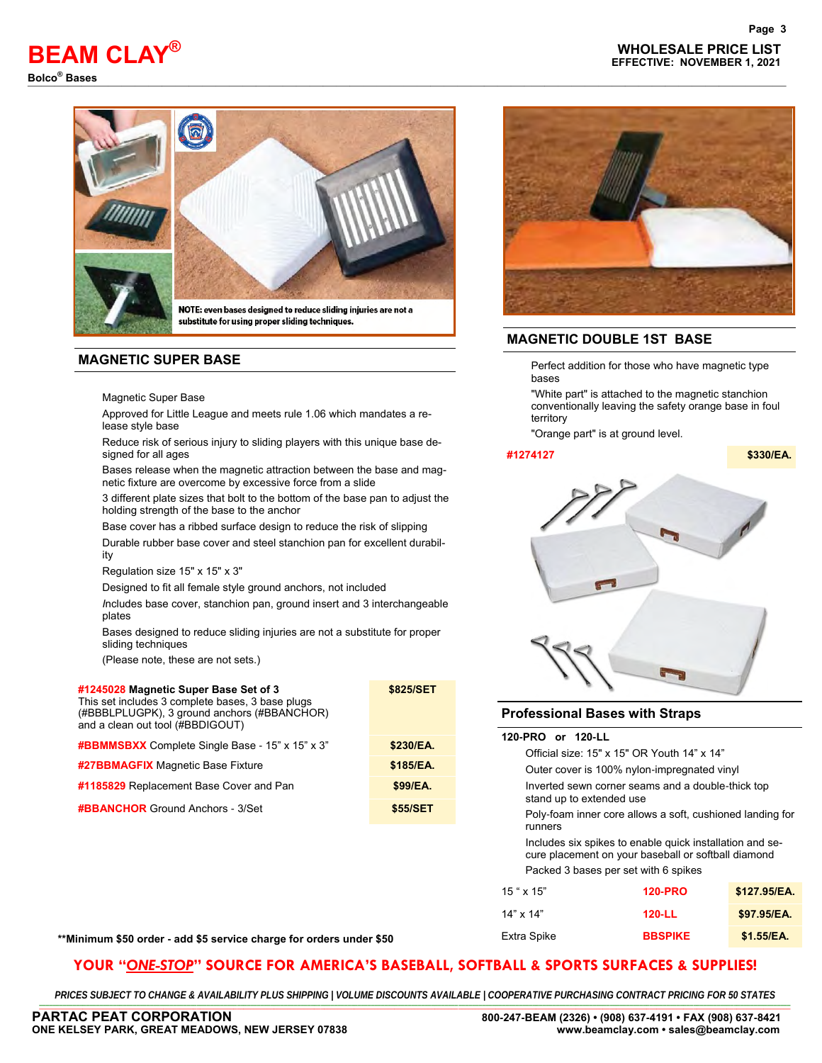# BEAM CLAY®

**Bolco® Bases**

**WHOLESALE PRICE LIST**
**EFFECTIVE: NOVEMBER 1, 2021**

NOTE: even bases designed to reduce sliding injuries are not a substitute for using proper sliding techniques.

## MAGNETIC SUPER BASE

Magnetic Super Base

Approved for Little League and meets rule 1.06 which mandates a release style base

Reduce risk of serious injury to sliding players with this unique base designed for all ages

Bases release when the magnetic attraction between the base and magnetic fixture are overcome by excessive force from a slide

3 different plate sizes that bolt to the bottom of the base pan to adjust the holding strength of the base to the anchor

Base cover has a ribbed surface design to reduce the risk of slipping

Durable rubber base cover and steel stanchion pan for excellent durability

Regulation size 15" x 15" x 3"

Designed to fit all female style ground anchors, not included

*I*ncludes base cover, stanchion pan, ground insert and 3 interchangeable plates

Bases designed to reduce sliding injuries are not a substitute for proper sliding techniques

(Please note, these are not sets.)

| Item | Price |
|---|---|
| **#1245028 Magnetic Super Base Set of 3** This set includes 3 complete bases, 3 base plugs (#BBBLPLUGPK), 3 ground anchors (#BBANCHOR) and a clean out tool (#BBDIGOUT) | **$825/SET** |
| **#BBMMSBXX** Complete Single Base - 15" x 15" x 3" | **$230/EA.** |
| **#27BBMAGFIX** Magnetic Base Fixture | **$185/EA.** |
| **#1185829** Replacement Base Cover and Pan | **$99/EA.** |
| **#BBANCHOR** Ground Anchors - 3/Set | **$55/SET** |

## MAGNETIC DOUBLE 1ST BASE

Perfect addition for those who have magnetic type bases

"White part" is attached to the magnetic stanchion conventionally leaving the safety orange base in foul territory

"Orange part" is at ground level.

| Item | Price |
|---|---|
| **#1274127** | **$330/EA.** |

## Professional Bases with Straps

**120-PRO or 120-LL**

Official size: 15" x 15" OR Youth 14" x 14"

Outer cover is 100% nylon-impregnated vinyl

Inverted sewn corner seams and a double-thick top stand up to extended use

Poly-foam inner core allows a soft, cushioned landing for runners

Includes six spikes to enable quick installation and secure placement on your baseball or softball diamond

Packed 3 bases per set with 6 spikes

| Size | Item # | Price |
|---|---|---|
| 15 " x 15" | **120-PRO** | **$127.95/EA.** |
| 14" x 14" | **120-LL** | **$97.95/EA.** |
| Extra Spike | **BBSPIKE** | **$1.55/EA.** |

**\*\*Minimum $50 order - add $5 service charge for orders under $50**

**YOUR "*ONE-STOP*" SOURCE FOR AMERICA'S BASEBALL, SOFTBALL & SPORTS SURFACES & SUPPLIES!**

*PRICES SUBJECT TO CHANGE & AVAILABILITY PLUS SHIPPING | VOLUME DISCOUNTS AVAILABLE | COOPERATIVE PURCHASING CONTRACT PRICING FOR 50 STATES*

**PARTAC PEAT CORPORATION**
**ONE KELSEY PARK, GREAT MEADOWS, NEW JERSEY 07838**

**800-247-BEAM (2326) • (908) 637-4191 • FAX (908) 637-8421**
**www.beamclay.com • sales@beamclay.com**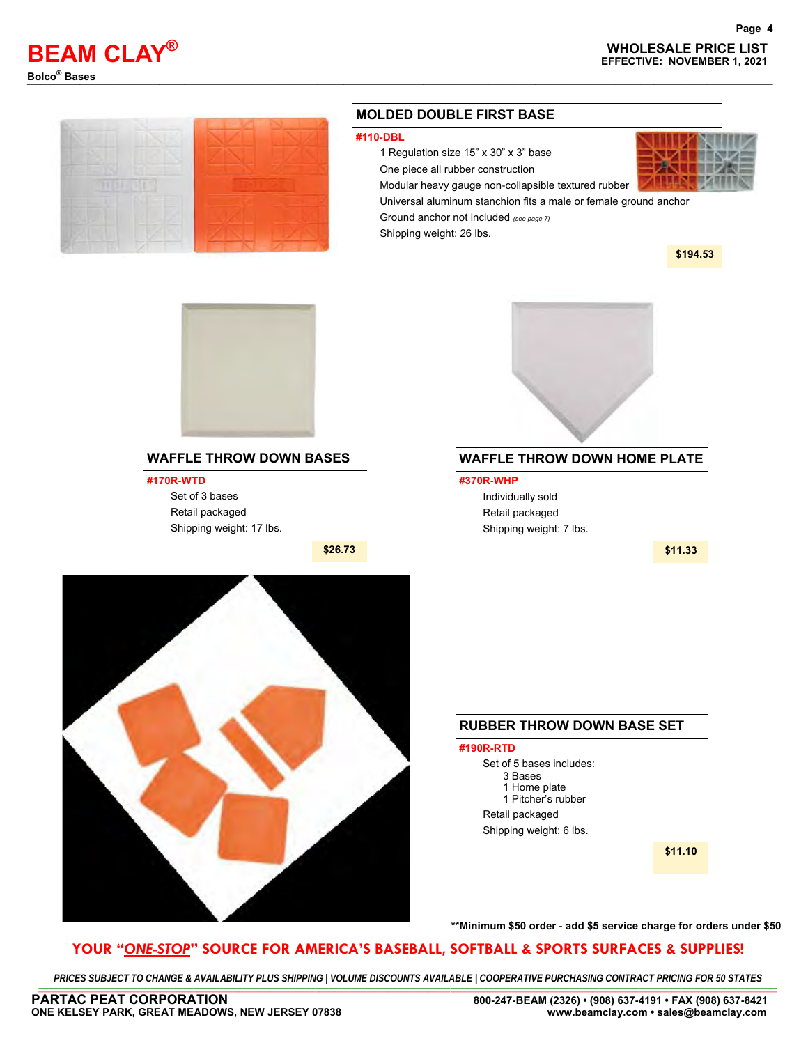# BEAM CLAY®

**Bolco® Bases**

**WHOLESALE PRICE LIST**
**EFFECTIVE: NOVEMBER 1, 2021**

## MOLDED DOUBLE FIRST BASE

**#110-DBL**

- 1 Regulation size 15” x 30” x 3” base
- One piece all rubber construction
- Modular heavy gauge non-collapsible textured rubber
- Universal aluminum stanchion fits a male or female ground anchor
- Ground anchor not included *(see page 7)*
- Shipping weight: 26 lbs.

**$194.53**

## WAFFLE THROW DOWN BASES

**#170R-WTD**

- Set of 3 bases
- Retail packaged
- Shipping weight: 17 lbs.

**$26.73**

## WAFFLE THROW DOWN HOME PLATE

**#370R-WHP**

- Individually sold
- Retail packaged
- Shipping weight: 7 lbs.

**$11.33**

## RUBBER THROW DOWN BASE SET

**#190R-RTD**

- Set of 5 bases includes:
  - 3 Bases
  - 1 Home plate
  - 1 Pitcher’s rubber
- Retail packaged
- Shipping weight: 6 lbs.

**$11.10**

**\*\*Minimum $50 order - add $5 service charge for orders under $50**

**YOUR “*ONE-STOP*” SOURCE FOR AMERICA’S BASEBALL, SOFTBALL & SPORTS SURFACES & SUPPLIES!**

*PRICES SUBJECT TO CHANGE & AVAILABILITY PLUS SHIPPING | VOLUME DISCOUNTS AVAILABLE | COOPERATIVE PURCHASING CONTRACT PRICING FOR 50 STATES*

**PARTAC PEAT CORPORATION**
**ONE KELSEY PARK, GREAT MEADOWS, NEW JERSEY 07838**

**800-247-BEAM (2326) • (908) 637-4191 • FAX (908) 637-8421**
**www.beamclay.com • sales@beamclay.com**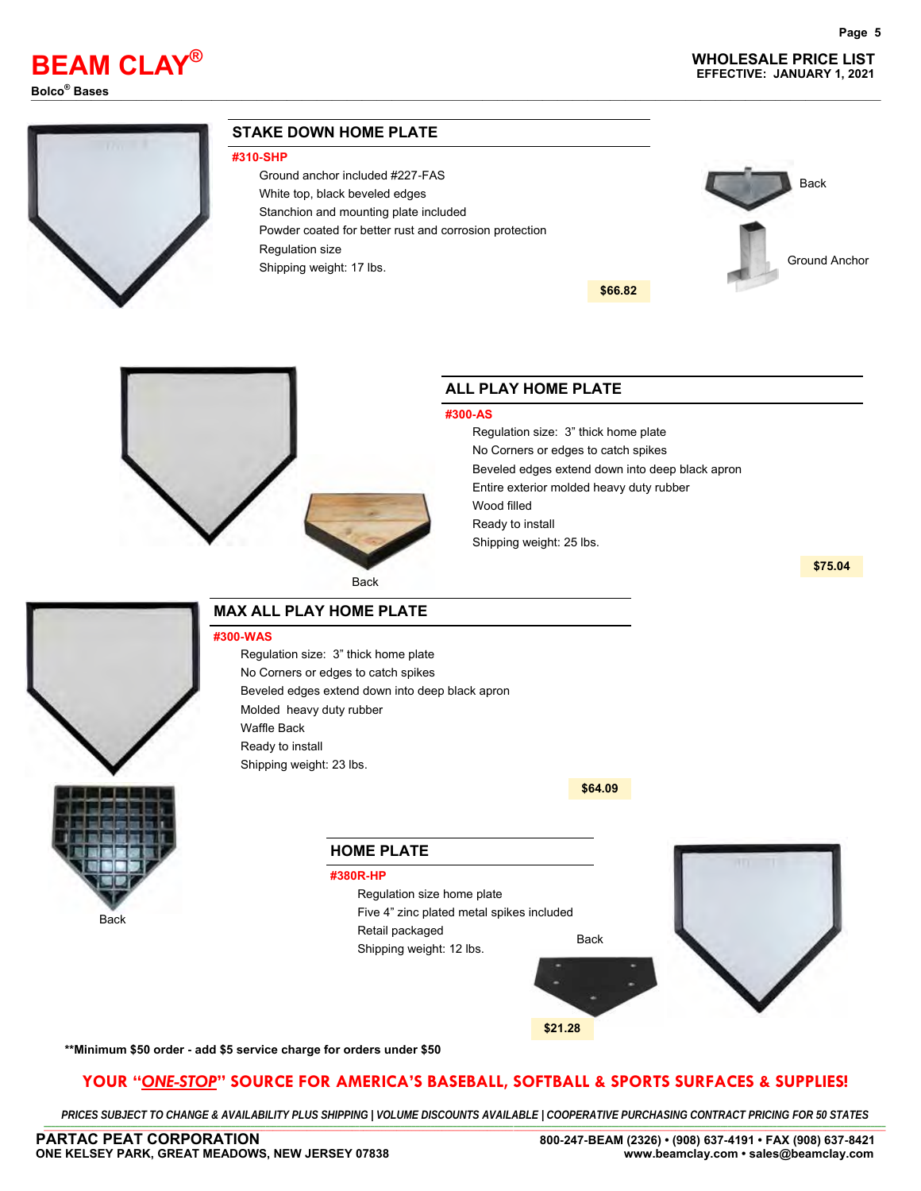# BEAM CLAY®

**Bolco® Bases**

**WHOLESALE PRICE LIST**
**EFFECTIVE: JANUARY 1, 2021**

## STAKE DOWN HOME PLATE

**#310-SHP**

- Ground anchor included #227-FAS
- White top, black beveled edges
- Stanchion and mounting plate included
- Powder coated for better rust and corrosion protection
- Regulation size
- Shipping weight: 17 lbs.

**$66.82**

Back

Ground Anchor

## ALL PLAY HOME PLATE

**#300-AS**

- Regulation size: 3" thick home plate
- No Corners or edges to catch spikes
- Beveled edges extend down into deep black apron
- Entire exterior molded heavy duty rubber
- Wood filled
- Ready to install
- Shipping weight: 25 lbs.

**$75.04**

Back

## MAX ALL PLAY HOME PLATE

**#300-WAS**

- Regulation size: 3" thick home plate
- No Corners or edges to catch spikes
- Beveled edges extend down into deep black apron
- Molded heavy duty rubber
- Waffle Back
- Ready to install
- Shipping weight: 23 lbs.

**$64.09**

Back

## HOME PLATE

**#380R-HP**

- Regulation size home plate
- Five 4" zinc plated metal spikes included
- Retail packaged
- Shipping weight: 12 lbs.

Back

**$21.28**

****Minimum $50 order - add $5 service charge for orders under $50**

**YOUR "*ONE-STOP*" SOURCE FOR AMERICA'S BASEBALL, SOFTBALL & SPORTS SURFACES & SUPPLIES!**

***PRICES SUBJECT TO CHANGE & AVAILABILITY PLUS SHIPPING | VOLUME DISCOUNTS AVAILABLE | COOPERATIVE PURCHASING CONTRACT PRICING FOR 50 STATES***

**PARTAC PEAT CORPORATION**
**ONE KELSEY PARK, GREAT MEADOWS, NEW JERSEY 07838**

**800-247-BEAM (2326) • (908) 637-4191 • FAX (908) 637-8421**
**www.beamclay.com • sales@beamclay.com**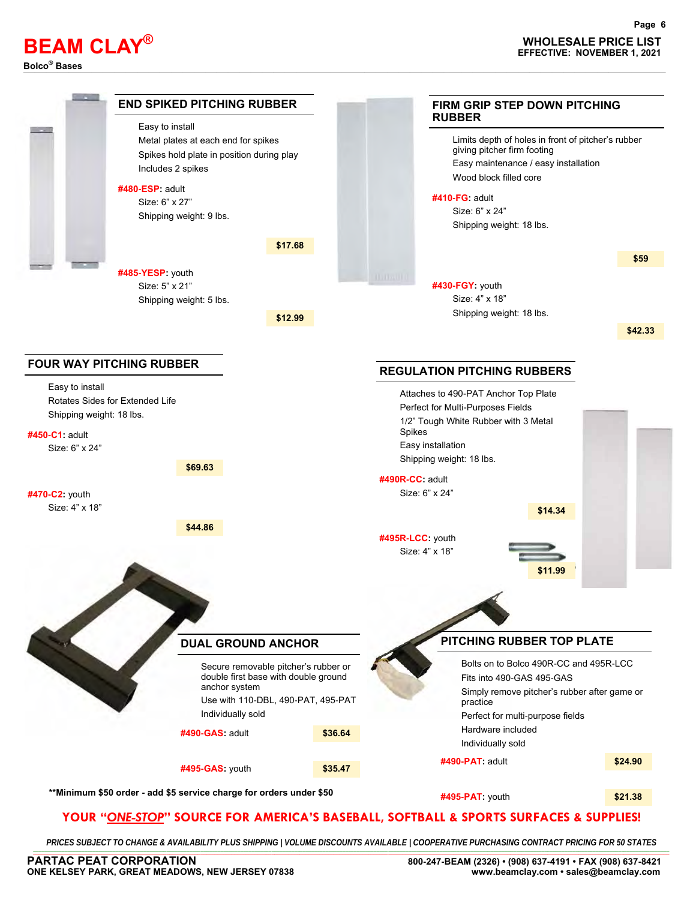# BEAM CLAY®

**Bolco® Bases**

**WHOLESALE PRICE LIST**
**EFFECTIVE: NOVEMBER 1, 2021**

## END SPIKED PITCHING RUBBER

- Easy to install
- Metal plates at each end for spikes
- Spikes hold plate in position during play
- Includes 2 spikes

**#480-ESP:** adult
Size: 6" x 27"
Shipping weight: 9 lbs.

**$17.68**

**#485-YESP:** youth
Size: 5" x 21"
Shipping weight: 5 lbs.

**$12.99**

## FIRM GRIP STEP DOWN PITCHING RUBBER

- Limits depth of holes in front of pitcher's rubber giving pitcher firm footing
- Easy maintenance / easy installation
- Wood block filled core

**#410-FG:** adult
Size: 6" x 24"
Shipping weight: 18 lbs.

**$59**

**#430-FGY:** youth
Size: 4" x 18"
Shipping weight: 18 lbs.

**$42.33**

## FOUR WAY PITCHING RUBBER

- Easy to install
- Rotates Sides for Extended Life
- Shipping weight: 18 lbs.

**#450-C1:** adult
Size: 6" x 24"

**$69.63**

**#470-C2:** youth
Size: 4" x 18"

**$44.86**

## REGULATION PITCHING RUBBERS

- Attaches to 490-PAT Anchor Top Plate
- Perfect for Multi-Purposes Fields
- 1/2" Tough White Rubber with 3 Metal Spikes
- Easy installation
- Shipping weight: 18 lbs.

**#490R-CC:** adult
Size: 6" x 24"

**$14.34**

**#495R-LCC:** youth
Size: 4" x 18"

**$11.99**

## DUAL GROUND ANCHOR

- Secure removable pitcher's rubber or double first base with double ground anchor system
- Use with 110-DBL, 490-PAT, 495-PAT
- Individually sold

**#490-GAS:** adult **$36.64**

**#495-GAS:** youth **$35.47**

## PITCHING RUBBER TOP PLATE

- Bolts on to Bolco 490R-CC and 495R-LCC
- Fits into 490-GAS 495-GAS
- Simply remove pitcher's rubber after game or practice
- Perfect for multi-purpose fields
- Hardware included
- Individually sold

**#490-PAT:** adult **$24.90**

**#495-PAT:** youth **$21.38**

**\*\*Minimum $50 order - add $5 service charge for orders under $50**

**YOUR "*ONE-STOP*" SOURCE FOR AMERICA'S BASEBALL, SOFTBALL & SPORTS SURFACES & SUPPLIES!**

*PRICES SUBJECT TO CHANGE & AVAILABILITY PLUS SHIPPING | VOLUME DISCOUNTS AVAILABLE | COOPERATIVE PURCHASING CONTRACT PRICING FOR 50 STATES*

**PARTAC PEAT CORPORATION**
**ONE KELSEY PARK, GREAT MEADOWS, NEW JERSEY 07838**

**800-247-BEAM (2326) • (908) 637-4191 • FAX (908) 637-8421**
**www.beamclay.com • sales@beamclay.com**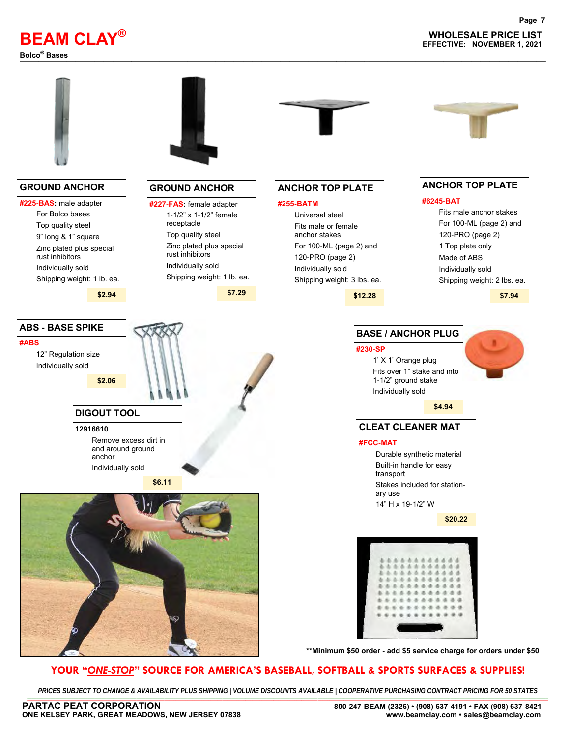# BEAM CLAY®

**Bolco® Bases**

**WHOLESALE PRICE LIST**
**EFFECTIVE: NOVEMBER 1, 2021**

## GROUND ANCHOR

**#225-BAS:** male adapter

- For Bolco bases
- Top quality steel
- 9" long & 1" square
- Zinc plated plus special rust inhibitors
- Individually sold
- Shipping weight: 1 lb. ea.

**$2.94**

## GROUND ANCHOR

**#227-FAS:** female adapter

- 1-1/2" x 1-1/2" female receptacle
- Top quality steel
- Zinc plated plus special rust inhibitors
- Individually sold
- Shipping weight: 1 lb. ea.

**$7.29**

## ANCHOR TOP PLATE

**#255-BATM**

- Universal steel
- Fits male or female anchor stakes
- For 100-ML (page 2) and 120-PRO (page 2)
- Individually sold
- Shipping weight: 3 lbs. ea.

**$12.28**

## ANCHOR TOP PLATE

**#6245-BAT**

- Fits male anchor stakes
- For 100-ML (page 2) and 120-PRO (page 2)
- 1 Top plate only
- Made of ABS
- Individually sold
- Shipping weight: 2 lbs. ea.

**$7.94**

## ABS - BASE SPIKE

**#ABS**

- 12" Regulation size
- Individually sold

**$2.06**

## DIGOUT TOOL

**12916610**

- Remove excess dirt in and around ground anchor
- Individually sold

**$6.11**

## BASE / ANCHOR PLUG

**#230-SP**

- 1' X 1' Orange plug
- Fits over 1" stake and into 1-1/2" ground stake
- Individually sold

**$4.94**

## CLEAT CLEANER MAT

**#FCC-MAT**

- Durable synthetic material
- Built-in handle for easy transport
- Stakes included for stationary use
- 14" H x 19-1/2" W

**$20.22**

**\*\*Minimum $50 order - add $5 service charge for orders under $50**

**YOUR "*ONE-STOP*" SOURCE FOR AMERICA'S BASEBALL, SOFTBALL & SPORTS SURFACES & SUPPLIES!**

*PRICES SUBJECT TO CHANGE & AVAILABILITY PLUS SHIPPING | VOLUME DISCOUNTS AVAILABLE | COOPERATIVE PURCHASING CONTRACT PRICING FOR 50 STATES*

**PARTAC PEAT CORPORATION**
**ONE KELSEY PARK, GREAT MEADOWS, NEW JERSEY 07838**

**800-247-BEAM (2326) • (908) 637-4191 • FAX (908) 637-8421**
**www.beamclay.com • sales@beamclay.com**